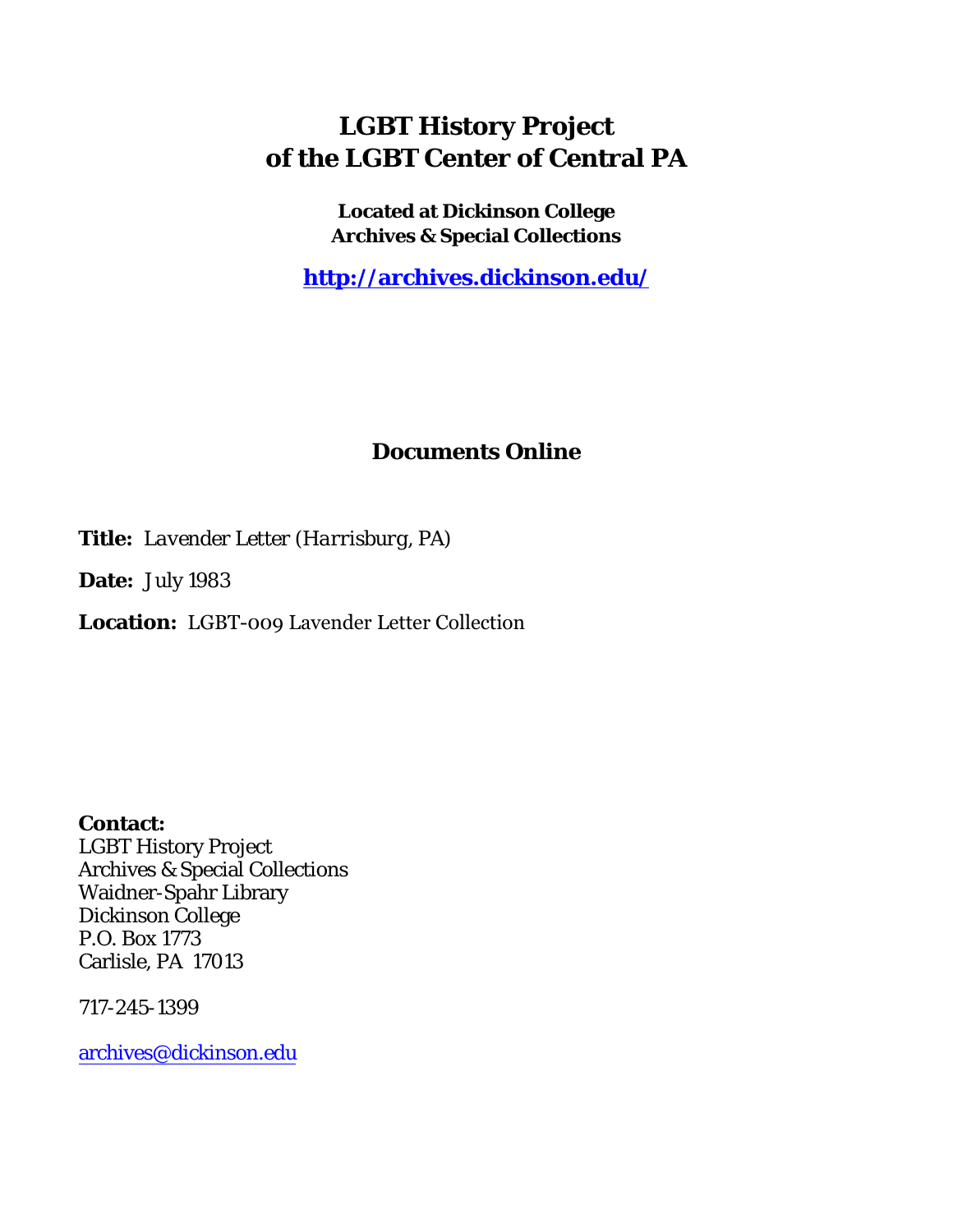# LGBT History Project of the LGBT Center of Central PA

**Located at Dickinson College Archives & Special Collections**

**http://archives.dickinson.edu/**

## Documents Online

**Title:** *Lavender Letter (Harrisburg, PA)*

**Date:** July 1983

**Location:** LGBT-009 Lavender Letter Collection

**Contact:**
LGBT History Project
Archives & Special Collections
Waidner-Spahr Library
Dickinson College
P.O. Box 1773
Carlisle, PA 17013

717-245-1399

archives@dickinson.edu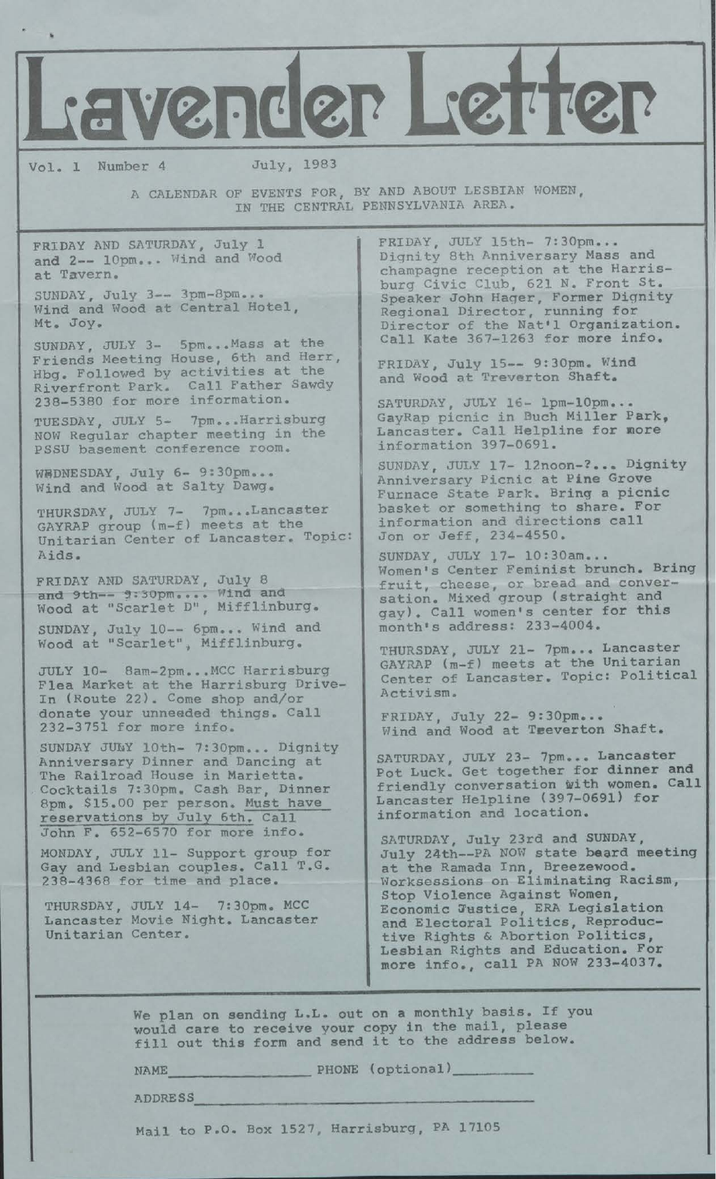# Lavender Letter

Vol. 1 Number 4 July, 1983

A CALENDAR OF EVENTS FOR, BY AND ABOUT LESBIAN WOMEN, IN THE CENTRAL PENNSYLVANIA AREA.

FRIDAY AND SATURDAY, July 1 and 2-- 10pm... Wind and Wood at Tavern.

SUNDAY, July 3-- 3pm-8pm... Wind and Wood at Central Hotel, Mt. Joy.

SUNDAY, JULY 3- 5pm...Mass at the Friends Meeting House, 6th and Herr, Hbg. Followed by activities at the Riverfront Park. Call Father Sawdy 238-5380 for more information.

TUESDAY, JULY 5- 7pm...Harrisburg NOW Regular chapter meeting in the PSSU basement conference room.

WEDNESDAY, July 6- 9:30pm... Wind and Wood at Salty Dawg.

THURSDAY, JULY 7- 7pm...Lancaster GAYRAP group (m-f) meets at the Unitarian Center of Lancaster. Topic: Aids.

FRIDAY AND SATURDAY, July 8 and 9th-- 9:30pm.... Wind and Wood at "Scarlet D", Mifflinburg.

SUNDAY, July 10-- 6pm... Wind and Wood at "Scarlet", Mifflinburg.

JULY 10- 8am-2pm...MCC Harrisburg Flea Market at the Harrisburg Drive-In (Route 22). Come shop and/or donate your unneeded things. Call 232-3751 for more info.

SUNDAY JULY 10th- 7:30pm... Dignity Anniversary Dinner and Dancing at The Railroad House in Marietta. Cocktails 7:30pm. Cash Bar, Dinner 8pm. $15.00 per person. Must have reservations by July 6th. Call John F. 652-6570 for more info.

MONDAY, JULY 11- Support group for Gay and Lesbian couples. Call T.G. 238-4368 for time and place.

THURSDAY, JULY 14- 7:30pm. MCC Lancaster Movie Night. Lancaster Unitarian Center.

FRIDAY, JULY 15th- 7:30pm... Dignity 8th Anniversary Mass and champagne reception at the Harrisburg Civic Club, 621 N. Front St. Speaker John Hager, Former Dignity Regional Director, running for Director of the Nat'l Organization. Call Kate 367-1263 for more info.

FRIDAY, July 15-- 9:30pm. Wind and Wood at Treverton Shaft.

SATURDAY, JULY 16- 1pm-10pm... GayRap picnic in Buch Miller Park, Lancaster. Call Helpline for more information 397-0691.

SUNDAY, JULY 17- 12noon-?... Dignity Anniversary Picnic at Pine Grove Furnace State Park. Bring a picnic basket or something to share. For information and directions call Jon or Jeff, 234-4550.

SUNDAY, JULY 17- 10:30am... Women's Center Feminist brunch. Bring fruit, cheese, or bread and conversation. Mixed group (straight and gay). Call women's center for this month's address: 233-4004.

THURSDAY, JULY 21- 7pm... Lancaster GAYRAP (m-f) meets at the Unitarian Center of Lancaster. Topic: Political Activism.

FRIDAY, July 22- 9:30pm... Wind and Wood at Treverton Shaft.

SATURDAY, JULY 23- 7pm... Lancaster Pot Luck. Get together for dinner and friendly conversation with women. Call Lancaster Helpline (397-0691) for information and location.

SATURDAY, July 23rd and SUNDAY, July 24th--PA NOW state board meeting at the Ramada Inn, Breezewood. Worksessions on Eliminating Racism, Stop Violence Against Women, Economic Justice, ERA Legislation and Electoral Politics, Reproductive Rights & Abortion Politics, Lesbian Rights and Education. For more info., call PA NOW 233-4037.

We plan on sending L.L. out on a monthly basis. If you would care to receive your copy in the mail, please fill out this form and send it to the address below.

NAME\_\_\_\_\_\_\_\_\_\_\_\_\_\_ PHONE (optional)\_\_\_\_\_\_\_\_\_

ADDRESS\_\_\_\_\_\_\_\_\_\_\_\_\_\_\_\_\_\_\_\_\_\_\_\_\_\_\_\_\_\_\_\_\_\_

Mail to P.O. Box 1527, Harrisburg, PA 17105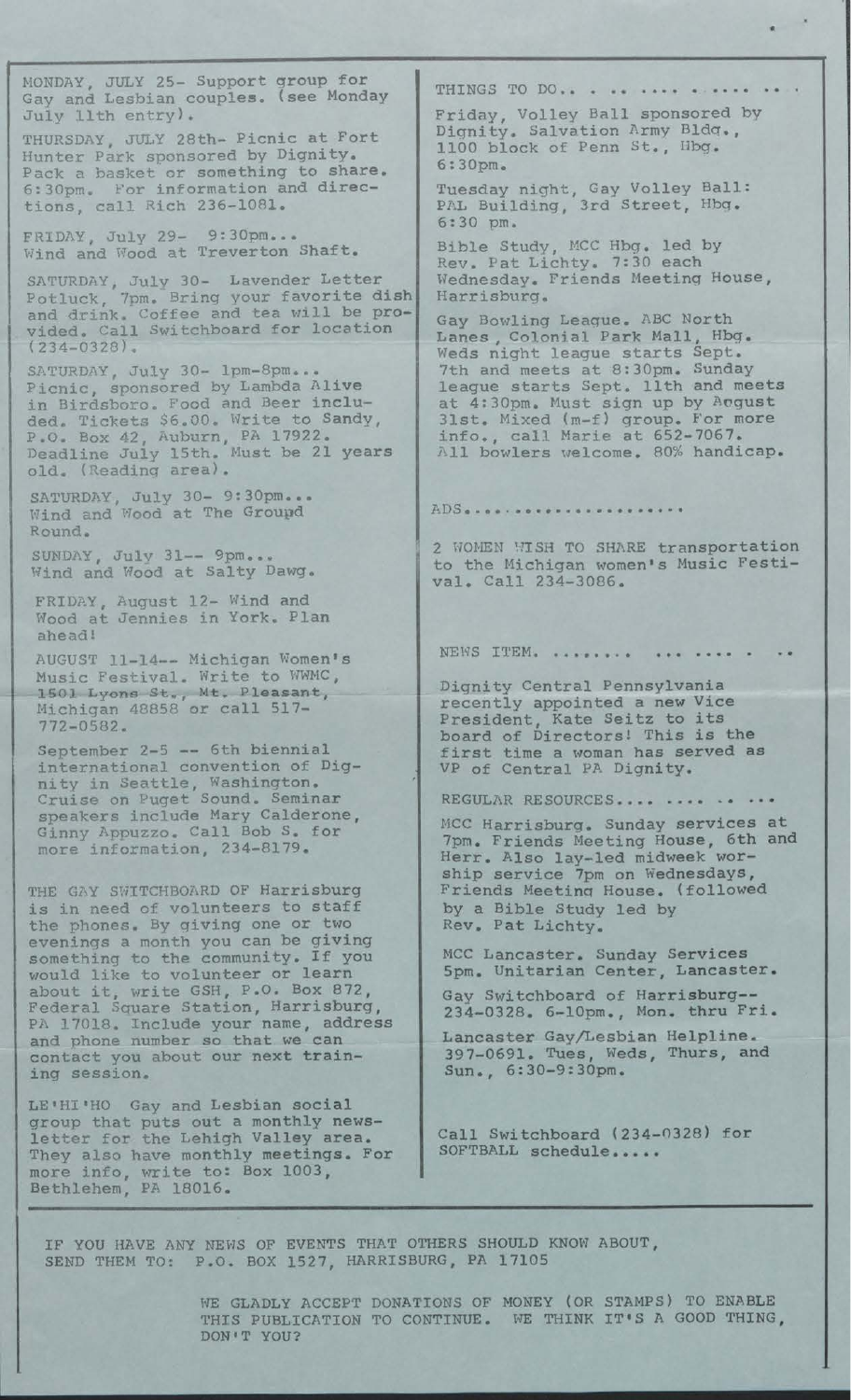MONDAY, JULY 25- Support group for Gay and Lesbian couples. (see Monday July 11th entry).

THURSDAY, JULY 28th- Picnic at Fort Hunter Park sponsored by Dignity. Pack a basket or something to share. 6:30pm. For information and directions, call Rich 236-1081.

FRIDAY, July 29- 9:30pm... Wind and Wood at Treverton Shaft.

SATURDAY, July 30- Lavender Letter Potluck, 7pm. Bring your favorite dish and drink. Coffee and tea will be provided. Call Switchboard for location (234-0328).

SATURDAY, July 30- 1pm-8pm... Picnic, sponsored by Lambda Alive in Birdsboro. Food and Beer included. Tickets $6.00. Write to Sandy, P.O. Box 42, Auburn, PA 17922. Deadline July 15th. Must be 21 years old. (Reading area).

SATURDAY, July 30- 9:30pm... Wind and Wood at The Groupd Round.

SUNDAY, July 31-- 9pm... Wind and Wood at Salty Dawg.

FRIDAY, August 12- Wind and Wood at Jennies in York. Plan ahead!

AUGUST 11-14-- Michigan Women's Music Festival. Write to WWMC, ~~1501 Lyons St., Mt. Pleasant,~~ Michigan 48858 or call 517-772-0582.

September 2-5 -- 6th biennial international convention of Dignity in Seattle, Washington. Cruise on Puget Sound. Seminar speakers include Mary Calderone, Ginny Appuzzo. Call Bob S. for more information, 234-8179.

THE GAY SWITCHBOARD OF Harrisburg is in need of volunteers to staff the phones. By giving one or two evenings a month you can be giving something to the community. If you would like to volunteer or learn about it, write GSH, P.O. Box 872, Federal Square Station, Harrisburg, PA 17018. Include your name, address and phone number so that we can contact you about our next training session.

LE'HI'HO Gay and Lesbian social group that puts out a monthly newsletter for the Lehigh Valley area. They also have monthly meetings. For more info, write to: Box 1003, Bethlehem, PA 18016.

THINGS TO DO.. . .. .... . .... .. .

Friday, Volley Ball sponsored by Dignity. Salvation Army Bldg., 1100 block of Penn St., Hbg. 6:30pm.

Tuesday night, Gay Volley Ball: PAL Building, 3rd Street, Hbg. 6:30 pm.

Bible Study, MCC Hbg. led by Rev. Pat Lichty. 7:30 each Wednesday. Friends Meeting House, Harrisburg.

Gay Bowling League. ABC North Lanes, Colonial Park Mall, Hbg. Weds night league starts Sept. 7th and meets at 8:30pm. Sunday league starts Sept. 11th and meets at 4:30pm. Must sign up by August 31st. Mixed (m-f) group. For more info., call Marie at 652-7067. All bowlers welcome. 80% handicap.

ADS...................

2 WOMEN WISH TO SHARE transportation to the Michigan women's Music Festival. Call 234-3086.

NEWS ITEM. ........ ... .... ..

Dignity Central Pennsylvania recently appointed a new Vice President, Kate Seitz to its board of Directors! This is the first time a woman has served as VP of Central PA Dignity.

REGULAR RESOURCES.... .... .. ...

MCC Harrisburg. Sunday services at 7pm. Friends Meeting House, 6th and Herr. Also lay-led midweek worship service 7pm on Wednesdays, Friends Meeting House. (followed by a Bible Study led by Rev. Pat Lichty.

MCC Lancaster. Sunday Services 5pm. Unitarian Center, Lancaster.

Gay Switchboard of Harrisburg-- 234-0328. 6-10pm., Mon. thru Fri.

Lancaster Gay/Lesbian Helpline. 397-0691. Tues, Weds, Thurs, and Sun., 6:30-9:30pm.

Call Switchboard (234-0328) for SOFTBALL schedule.....

IF YOU HAVE ANY NEWS OF EVENTS THAT OTHERS SHOULD KNOW ABOUT, SEND THEM TO: P.O. BOX 1527, HARRISBURG, PA 17105

WE GLADLY ACCEPT DONATIONS OF MONEY (OR STAMPS) TO ENABLE THIS PUBLICATION TO CONTINUE. WE THINK IT'S A GOOD THING, DON'T YOU?